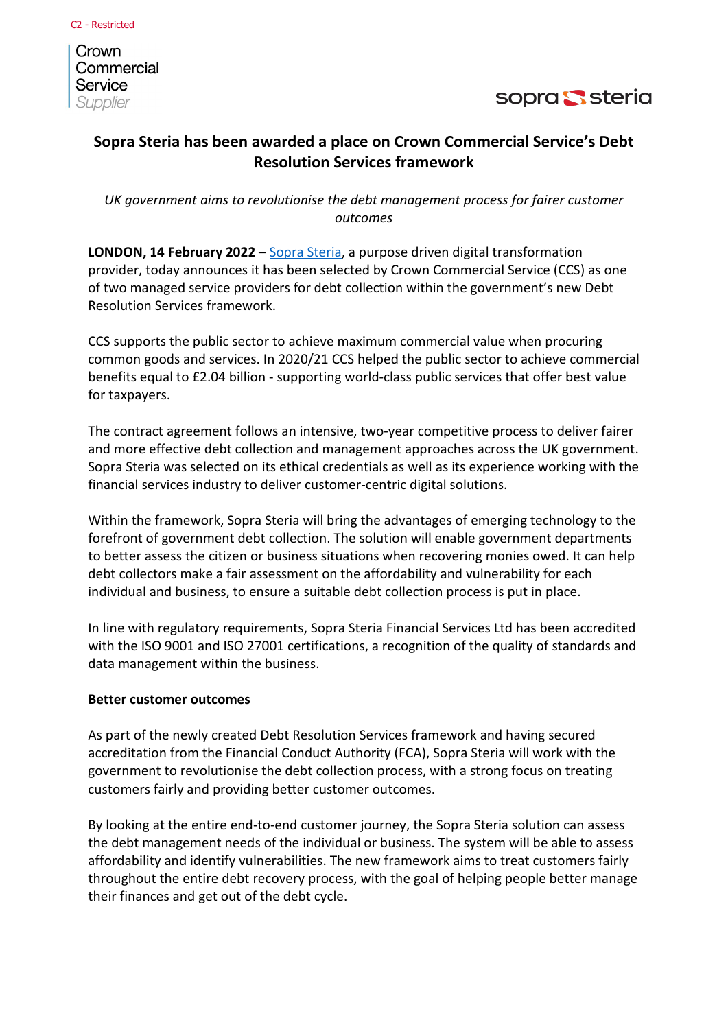C2 - Restricted

Crown Commercial Service Supplier

sopra steria

# Sopra Steria has been awarded a place on Crown Commercial Service's Debt Resolution Services framework

*UK government aims to revolutionise the debt management process for fairer customer outcomes*

**LONDON, 14 February 2022 –** Sopra Steria, a purpose driven digital transformation provider, today announces it has been selected by Crown Commercial Service (CCS) as one of two managed service providers for debt collection within the government's new Debt Resolution Services framework.

CCS supports the public sector to achieve maximum commercial value when procuring common goods and services. In 2020/21 CCS helped the public sector to achieve commercial benefits equal to £2.04 billion - supporting world-class public services that offer best value for taxpayers.

The contract agreement follows an intensive, two-year competitive process to deliver fairer and more effective debt collection and management approaches across the UK government. Sopra Steria was selected on its ethical credentials as well as its experience working with the financial services industry to deliver customer-centric digital solutions.

Within the framework, Sopra Steria will bring the advantages of emerging technology to the forefront of government debt collection. The solution will enable government departments to better assess the citizen or business situations when recovering monies owed. It can help debt collectors make a fair assessment on the affordability and vulnerability for each individual and business, to ensure a suitable debt collection process is put in place.

In line with regulatory requirements, Sopra Steria Financial Services Ltd has been accredited with the ISO 9001 and ISO 27001 certifications, a recognition of the quality of standards and data management within the business.

**Better customer outcomes**

As part of the newly created Debt Resolution Services framework and having secured accreditation from the Financial Conduct Authority (FCA), Sopra Steria will work with the government to revolutionise the debt collection process, with a strong focus on treating customers fairly and providing better customer outcomes.

By looking at the entire end-to-end customer journey, the Sopra Steria solution can assess the debt management needs of the individual or business. The system will be able to assess affordability and identify vulnerabilities. The new framework aims to treat customers fairly throughout the entire debt recovery process, with the goal of helping people better manage their finances and get out of the debt cycle.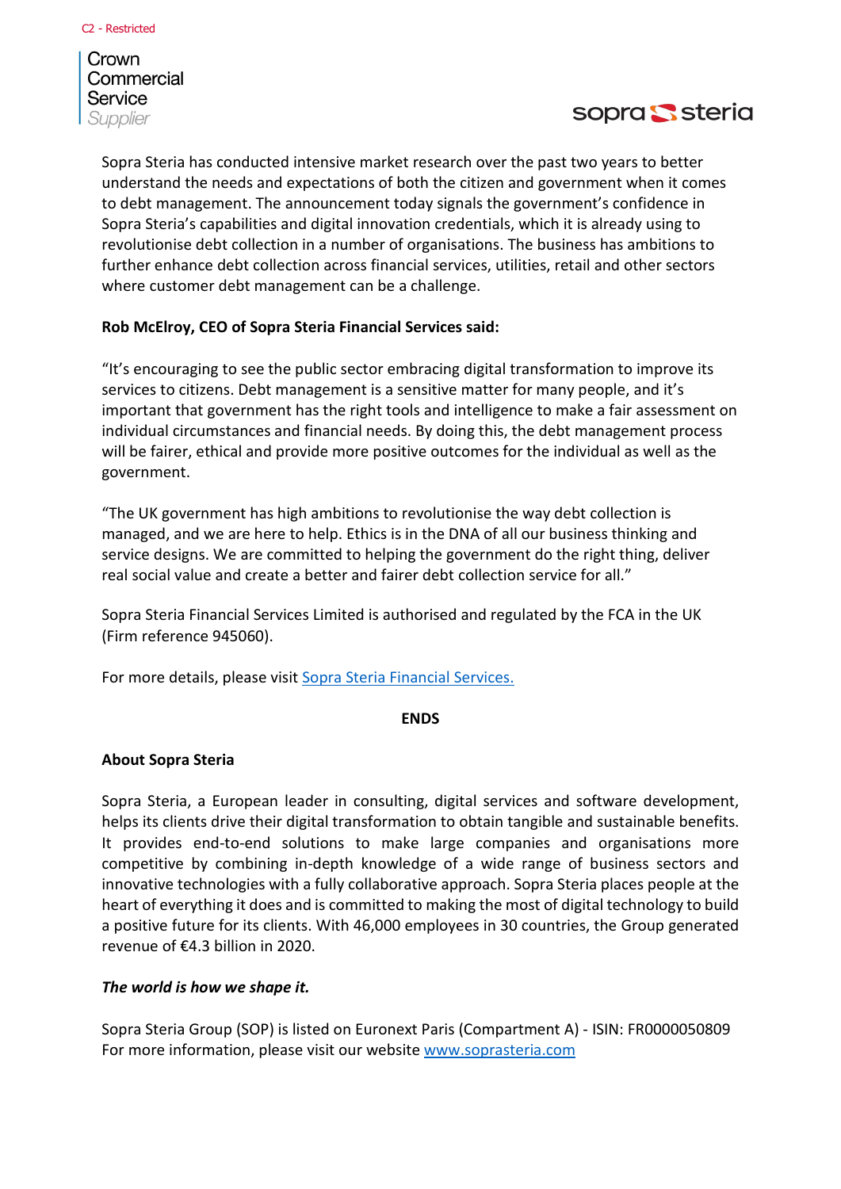Sopra Steria has conducted intensive market research over the past two years to better understand the needs and expectations of both the citizen and government when it comes to debt management. The announcement today signals the government's confidence in Sopra Steria's capabilities and digital innovation credentials, which it is already using to revolutionise debt collection in a number of organisations. The business has ambitions to further enhance debt collection across financial services, utilities, retail and other sectors where customer debt management can be a challenge.

**Rob McElroy, CEO of Sopra Steria Financial Services said:**

"It's encouraging to see the public sector embracing digital transformation to improve its services to citizens. Debt management is a sensitive matter for many people, and it's important that government has the right tools and intelligence to make a fair assessment on individual circumstances and financial needs. By doing this, the debt management process will be fairer, ethical and provide more positive outcomes for the individual as well as the government.

"The UK government has high ambitions to revolutionise the way debt collection is managed, and we are here to help. Ethics is in the DNA of all our business thinking and service designs. We are committed to helping the government do the right thing, deliver real social value and create a better and fairer debt collection service for all."

Sopra Steria Financial Services Limited is authorised and regulated by the FCA in the UK (Firm reference 945060).

For more details, please visit [Sopra Steria Financial Services.]()

**ENDS**

**About Sopra Steria**

Sopra Steria, a European leader in consulting, digital services and software development, helps its clients drive their digital transformation to obtain tangible and sustainable benefits. It provides end-to-end solutions to make large companies and organisations more competitive by combining in-depth knowledge of a wide range of business sectors and innovative technologies with a fully collaborative approach. Sopra Steria places people at the heart of everything it does and is committed to making the most of digital technology to build a positive future for its clients. With 46,000 employees in 30 countries, the Group generated revenue of €4.3 billion in 2020.

***The world is how we shape it.***

Sopra Steria Group (SOP) is listed on Euronext Paris (Compartment A) - ISIN: FR0000050809
For more information, please visit our website [www.soprasteria.com](http://www.soprasteria.com)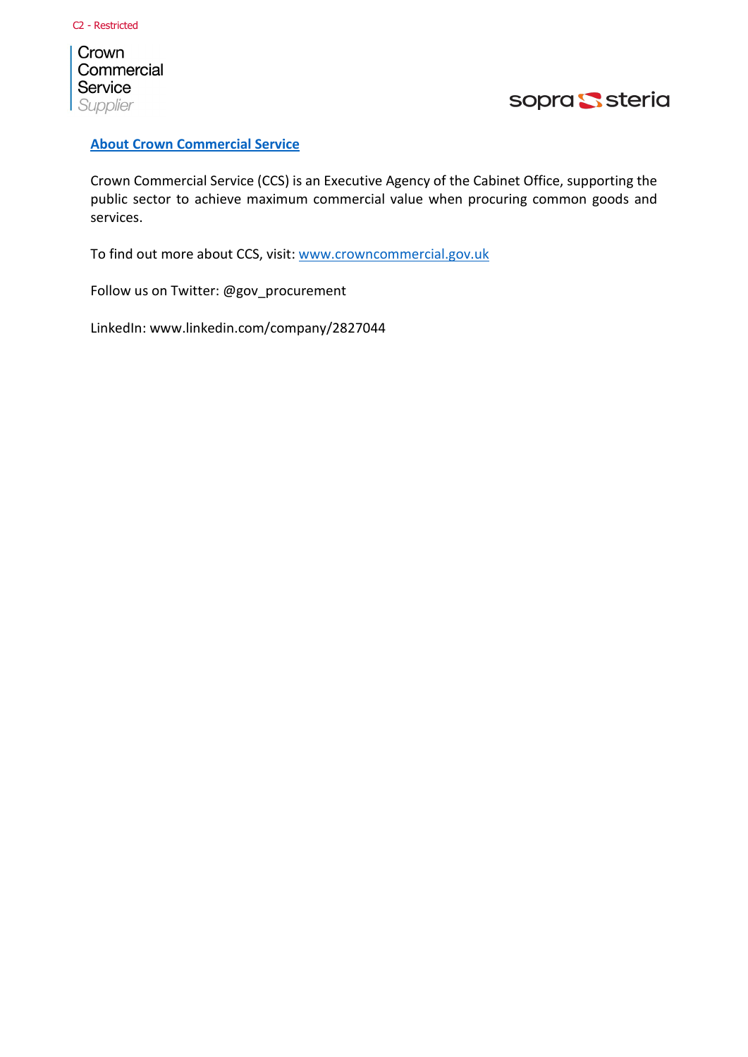**About Crown Commercial Service**

Crown Commercial Service (CCS) is an Executive Agency of the Cabinet Office, supporting the public sector to achieve maximum commercial value when procuring common goods and services.

To find out more about CCS, visit: www.crowncommercial.gov.uk

Follow us on Twitter: @gov_procurement

LinkedIn: www.linkedin.com/company/2827044